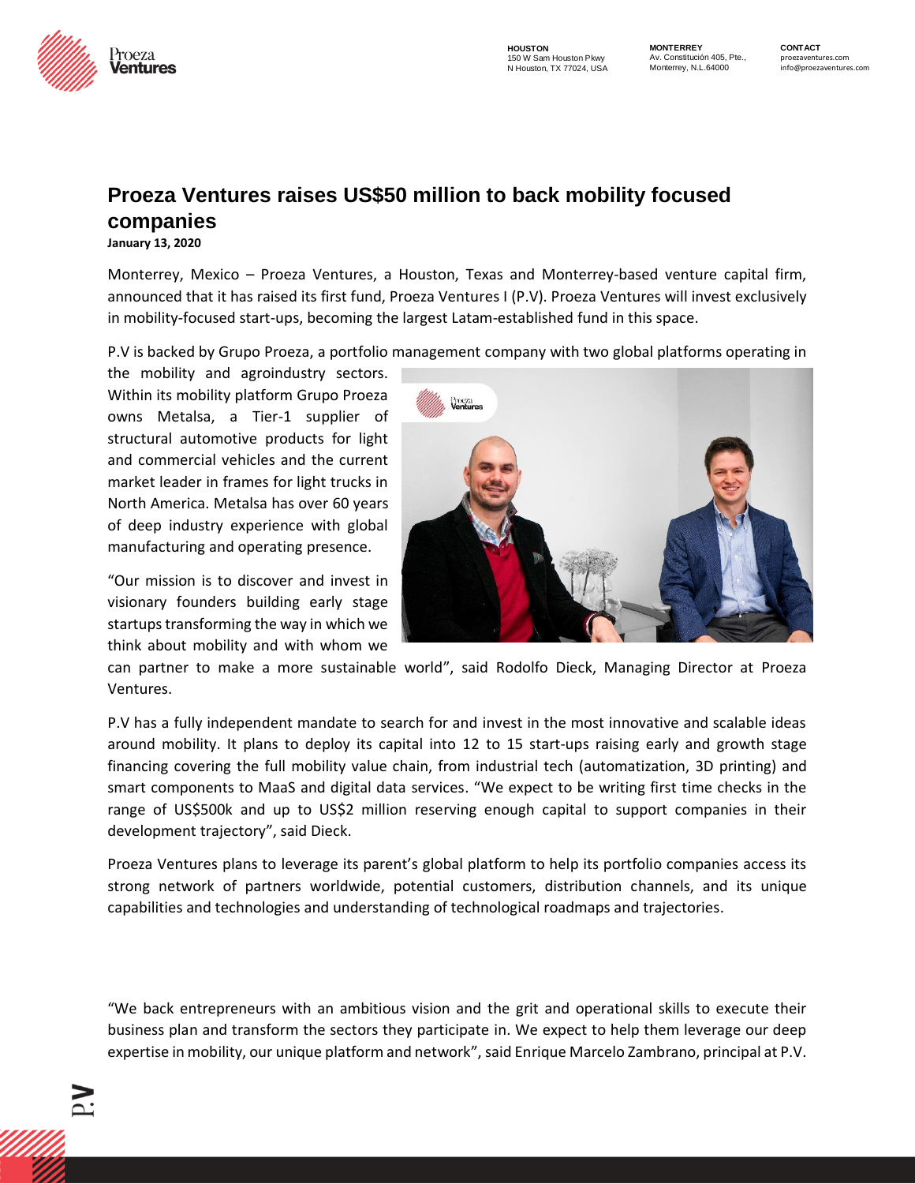# Proeza Ventures raises US$50 million to back mobility focused companies

**January 13, 2020**

Monterrey, Mexico – Proeza Ventures, a Houston, Texas and Monterrey-based venture capital firm, announced that it has raised its first fund, Proeza Ventures I (P.V). Proeza Ventures will invest exclusively in mobility-focused start-ups, becoming the largest Latam-established fund in this space.

P.V is backed by Grupo Proeza, a portfolio management company with two global platforms operating in the mobility and agroindustry sectors. Within its mobility platform Grupo Proeza owns Metalsa, a Tier-1 supplier of structural automotive products for light and commercial vehicles and the current market leader in frames for light trucks in North America. Metalsa has over 60 years of deep industry experience with global manufacturing and operating presence.

"Our mission is to discover and invest in visionary founders building early stage startups transforming the way in which we think about mobility and with whom we can partner to make a more sustainable world", said Rodolfo Dieck, Managing Director at Proeza Ventures.

P.V has a fully independent mandate to search for and invest in the most innovative and scalable ideas around mobility. It plans to deploy its capital into 12 to 15 start-ups raising early and growth stage financing covering the full mobility value chain, from industrial tech (automatization, 3D printing) and smart components to MaaS and digital data services. "We expect to be writing first time checks in the range of US$500k and up to US$2 million reserving enough capital to support companies in their development trajectory", said Dieck.

Proeza Ventures plans to leverage its parent's global platform to help its portfolio companies access its strong network of partners worldwide, potential customers, distribution channels, and its unique capabilities and technologies and understanding of technological roadmaps and trajectories.

"We back entrepreneurs with an ambitious vision and the grit and operational skills to execute their business plan and transform the sectors they participate in. We expect to help them leverage our deep expertise in mobility, our unique platform and network", said Enrique Marcelo Zambrano, principal at P.V.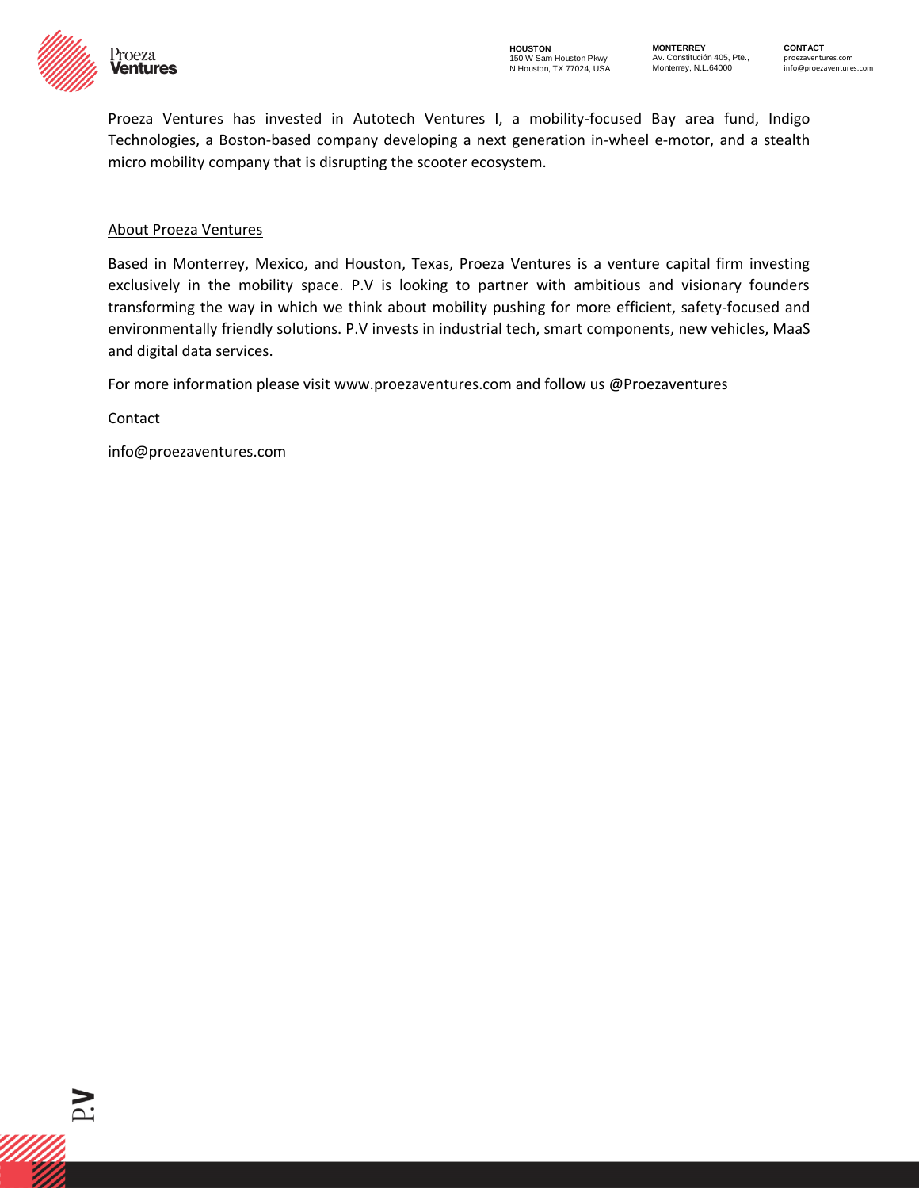Proeza Ventures has invested in Autotech Ventures I, a mobility-focused Bay area fund, Indigo Technologies, a Boston-based company developing a next generation in-wheel e-motor, and a stealth micro mobility company that is disrupting the scooter ecosystem.

## About Proeza Ventures

Based in Monterrey, Mexico, and Houston, Texas, Proeza Ventures is a venture capital firm investing exclusively in the mobility space. P.V is looking to partner with ambitious and visionary founders transforming the way in which we think about mobility pushing for more efficient, safety-focused and environmentally friendly solutions. P.V invests in industrial tech, smart components, new vehicles, MaaS and digital data services.

For more information please visit www.proezaventures.com and follow us @Proezaventures

## Contact

info@proezaventures.com